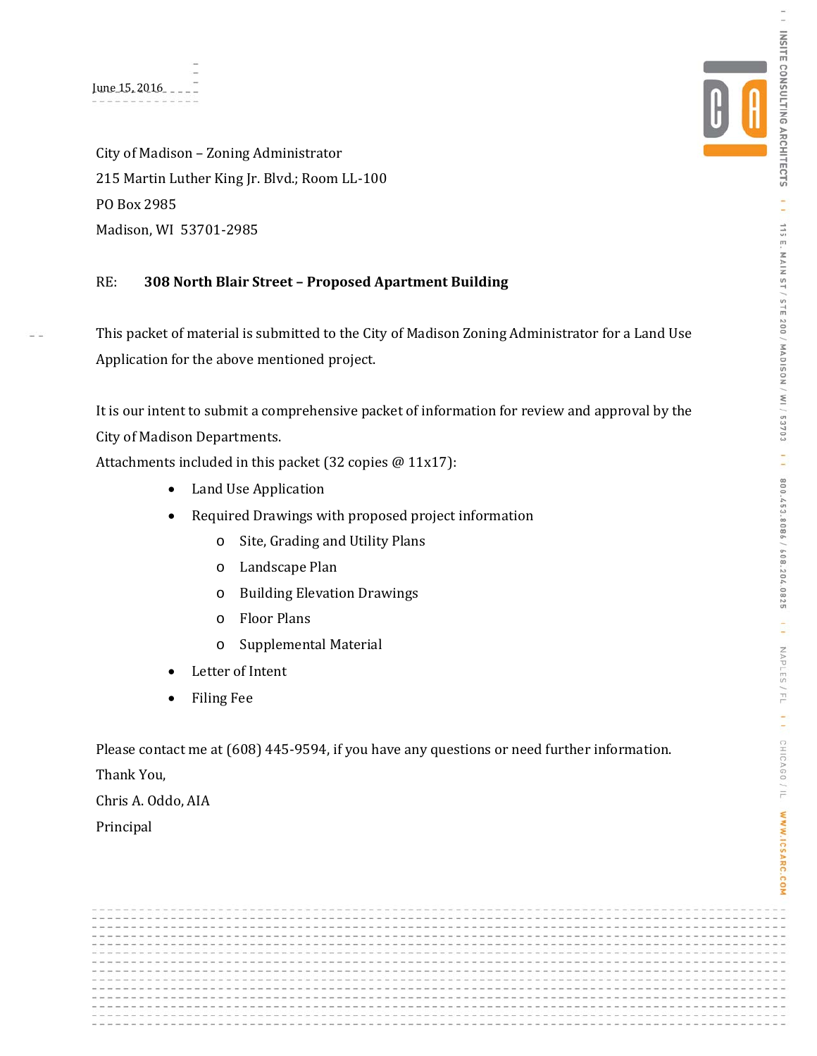June 15, 2016

City of Madison – Zoning Administrator
215 Martin Luther King Jr. Blvd.; Room LL-100
PO Box 2985
Madison, WI 53701-2985

RE: **308 North Blair Street – Proposed Apartment Building**

This packet of material is submitted to the City of Madison Zoning Administrator for a Land Use Application for the above mentioned project.

It is our intent to submit a comprehensive packet of information for review and approval by the City of Madison Departments.

Attachments included in this packet (32 copies @ 11x17):

- Land Use Application
- Required Drawings with proposed project information
  - Site, Grading and Utility Plans
  - Landscape Plan
  - Building Elevation Drawings
  - Floor Plans
  - Supplemental Material
- Letter of Intent
- Filing Fee

Please contact me at (608) 445-9594, if you have any questions or need further information.

Thank You,

Chris A. Oddo, AIA
Principal

INSITE CONSULTING ARCHITECTS | 115 E. MAIN ST / STE 200 / MADISON / WI / 53703 | 800.453.8086 / 608.204.0825 | NAPLES / FL | CHICAGO / IL | WWW.ICSARC.COM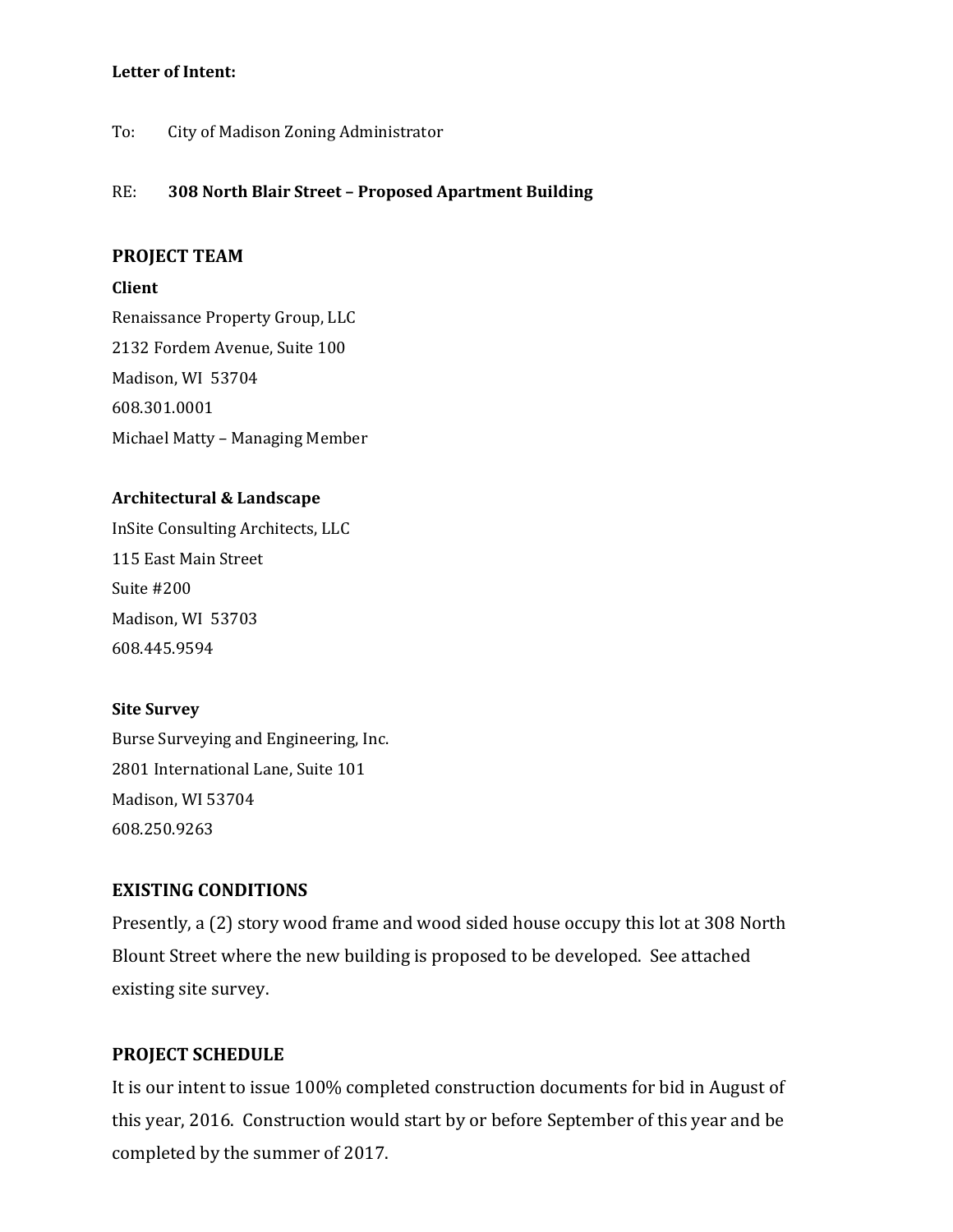**Letter of Intent:**

To: City of Madison Zoning Administrator

RE: **308 North Blair Street – Proposed Apartment Building**

## PROJECT TEAM

**Client**

Renaissance Property Group, LLC
2132 Fordem Avenue, Suite 100
Madison, WI 53704
608.301.0001
Michael Matty – Managing Member

**Architectural & Landscape**

InSite Consulting Architects, LLC
115 East Main Street
Suite #200
Madison, WI 53703
608.445.9594

**Site Survey**

Burse Surveying and Engineering, Inc.
2801 International Lane, Suite 101
Madison, WI 53704
608.250.9263

## EXISTING CONDITIONS

Presently, a (2) story wood frame and wood sided house occupy this lot at 308 North Blount Street where the new building is proposed to be developed. See attached existing site survey.

## PROJECT SCHEDULE

It is our intent to issue 100% completed construction documents for bid in August of this year, 2016. Construction would start by or before September of this year and be completed by the summer of 2017.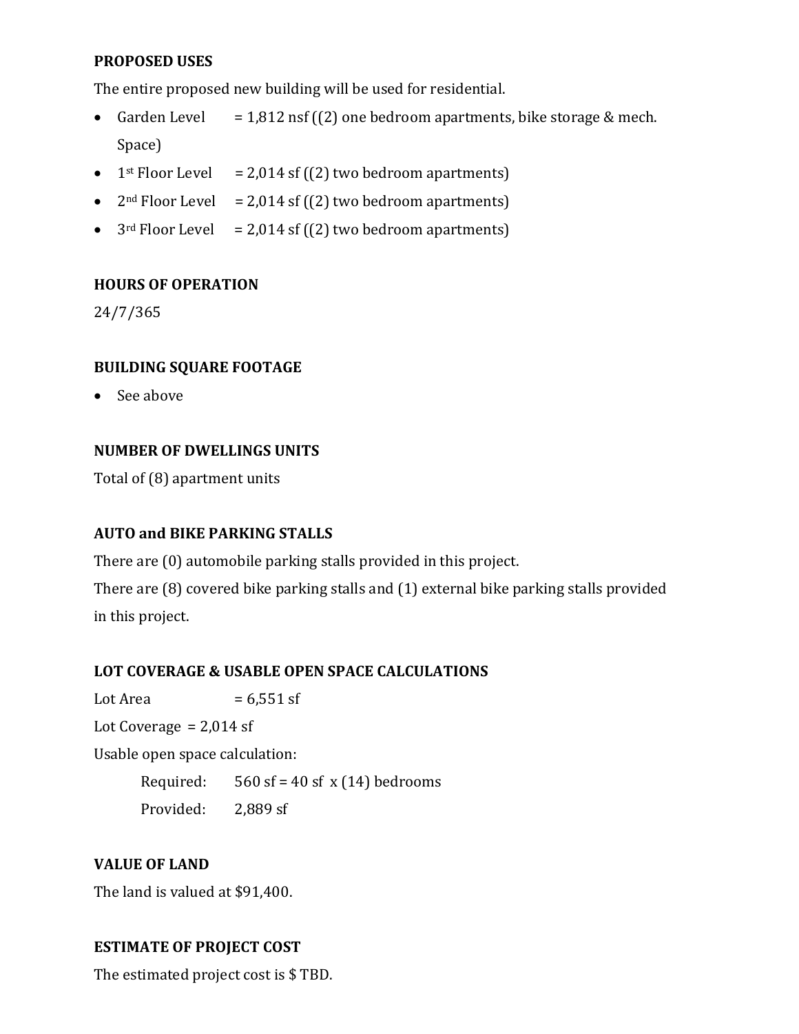**PROPOSED USES**

The entire proposed new building will be used for residential.

- Garden Level = 1,812 nsf ((2) one bedroom apartments, bike storage & mech. Space)
- 1st Floor Level = 2,014 sf ((2) two bedroom apartments)
- 2nd Floor Level = 2,014 sf ((2) two bedroom apartments)
- 3rd Floor Level = 2,014 sf ((2) two bedroom apartments)

**HOURS OF OPERATION**

24/7/365

**BUILDING SQUARE FOOTAGE**

- See above

**NUMBER OF DWELLINGS UNITS**

Total of (8) apartment units

**AUTO and BIKE PARKING STALLS**

There are (0) automobile parking stalls provided in this project.

There are (8) covered bike parking stalls and (1) external bike parking stalls provided in this project.

**LOT COVERAGE & USABLE OPEN SPACE CALCULATIONS**

Lot Area = 6,551 sf

Lot Coverage = 2,014 sf

Usable open space calculation:

Required: 560 sf = 40 sf x (14) bedrooms

Provided: 2,889 sf

**VALUE OF LAND**

The land is valued at $91,400.

**ESTIMATE OF PROJECT COST**

The estimated project cost is $ TBD.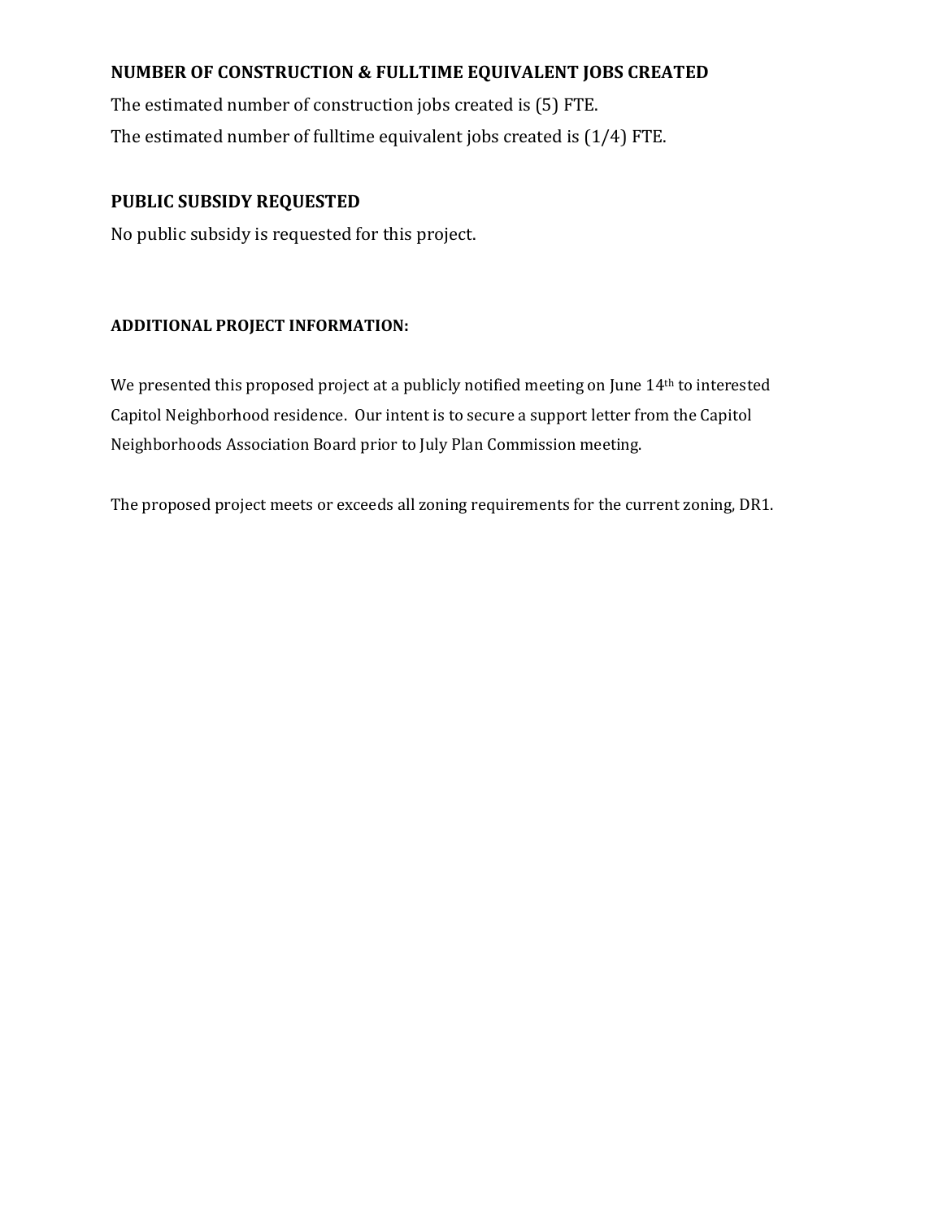## NUMBER OF CONSTRUCTION & FULLTIME EQUIVALENT JOBS CREATED

The estimated number of construction jobs created is (5) FTE.
The estimated number of fulltime equivalent jobs created is (1/4) FTE.

## PUBLIC SUBSIDY REQUESTED

No public subsidy is requested for this project.

### ADDITIONAL PROJECT INFORMATION:

We presented this proposed project at a publicly notified meeting on June 14th to interested Capitol Neighborhood residence. Our intent is to secure a support letter from the Capitol Neighborhoods Association Board prior to July Plan Commission meeting.

The proposed project meets or exceeds all zoning requirements for the current zoning, DR1.